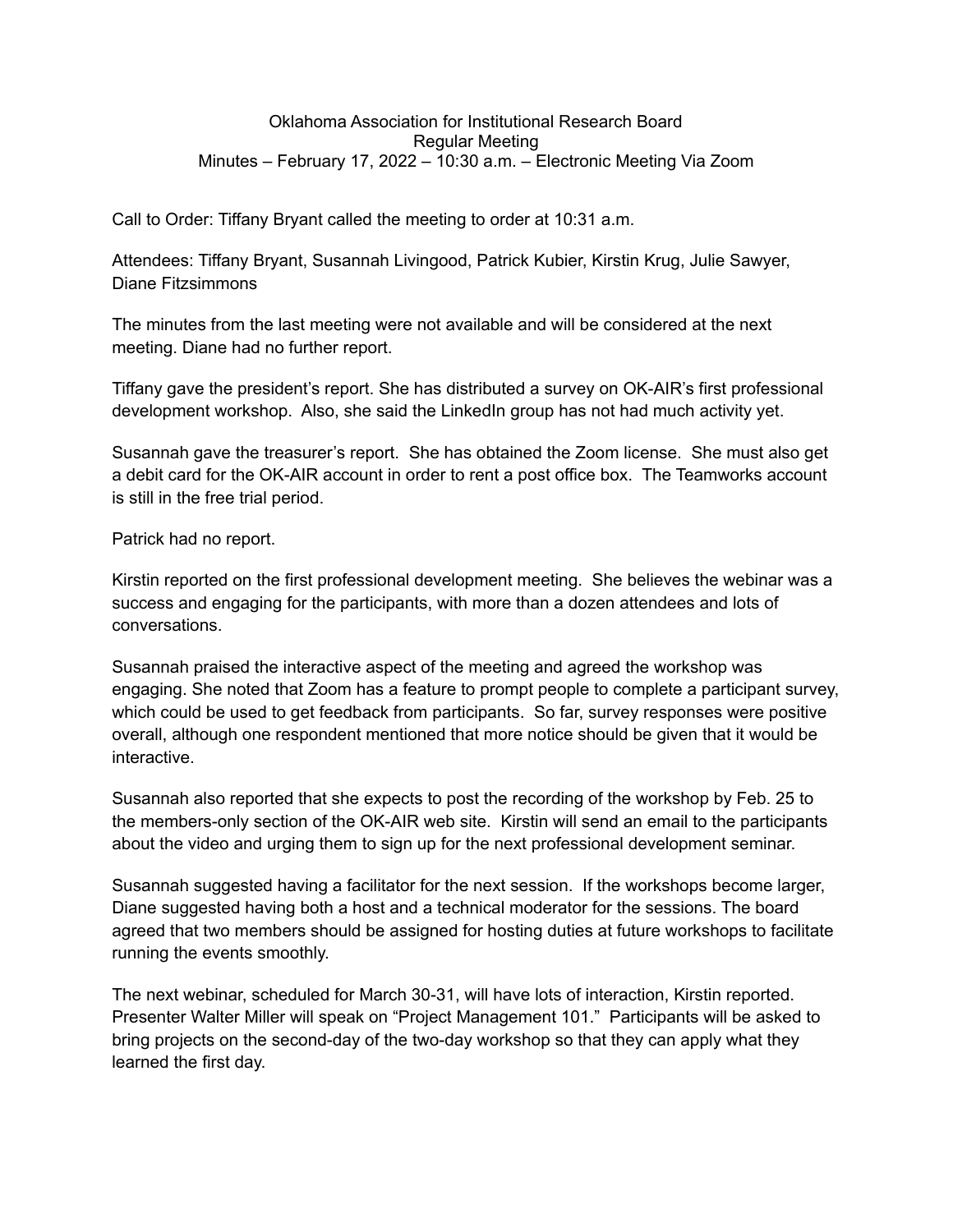Oklahoma Association for Institutional Research Board
Regular Meeting
Minutes – February 17, 2022 – 10:30 a.m. – Electronic Meeting Via Zoom

Call to Order: Tiffany Bryant called the meeting to order at 10:31 a.m.

Attendees: Tiffany Bryant, Susannah Livingood, Patrick Kubier, Kirstin Krug, Julie Sawyer, Diane Fitzsimmons

The minutes from the last meeting were not available and will be considered at the next meeting. Diane had no further report.

Tiffany gave the president's report. She has distributed a survey on OK-AIR's first professional development workshop. Also, she said the LinkedIn group has not had much activity yet.

Susannah gave the treasurer's report. She has obtained the Zoom license. She must also get a debit card for the OK-AIR account in order to rent a post office box. The Teamworks account is still in the free trial period.

Patrick had no report.

Kirstin reported on the first professional development meeting. She believes the webinar was a success and engaging for the participants, with more than a dozen attendees and lots of conversations.

Susannah praised the interactive aspect of the meeting and agreed the workshop was engaging. She noted that Zoom has a feature to prompt people to complete a participant survey, which could be used to get feedback from participants. So far, survey responses were positive overall, although one respondent mentioned that more notice should be given that it would be interactive.

Susannah also reported that she expects to post the recording of the workshop by Feb. 25 to the members-only section of the OK-AIR web site. Kirstin will send an email to the participants about the video and urging them to sign up for the next professional development seminar.

Susannah suggested having a facilitator for the next session. If the workshops become larger, Diane suggested having both a host and a technical moderator for the sessions. The board agreed that two members should be assigned for hosting duties at future workshops to facilitate running the events smoothly.

The next webinar, scheduled for March 30-31, will have lots of interaction, Kirstin reported. Presenter Walter Miller will speak on "Project Management 101." Participants will be asked to bring projects on the second-day of the two-day workshop so that they can apply what they learned the first day.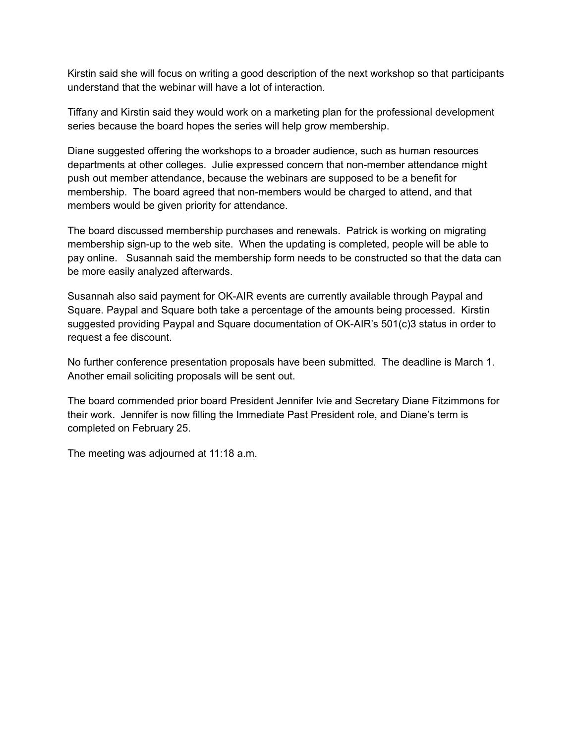Kirstin said she will focus on writing a good description of the next workshop so that participants understand that the webinar will have a lot of interaction.

Tiffany and Kirstin said they would work on a marketing plan for the professional development series because the board hopes the series will help grow membership.

Diane suggested offering the workshops to a broader audience, such as human resources departments at other colleges. Julie expressed concern that non-member attendance might push out member attendance, because the webinars are supposed to be a benefit for membership. The board agreed that non-members would be charged to attend, and that members would be given priority for attendance.

The board discussed membership purchases and renewals. Patrick is working on migrating membership sign-up to the web site. When the updating is completed, people will be able to pay online. Susannah said the membership form needs to be constructed so that the data can be more easily analyzed afterwards.

Susannah also said payment for OK-AIR events are currently available through Paypal and Square. Paypal and Square both take a percentage of the amounts being processed. Kirstin suggested providing Paypal and Square documentation of OK-AIR's 501(c)3 status in order to request a fee discount.

No further conference presentation proposals have been submitted. The deadline is March 1. Another email soliciting proposals will be sent out.

The board commended prior board President Jennifer Ivie and Secretary Diane Fitzimmons for their work. Jennifer is now filling the Immediate Past President role, and Diane's term is completed on February 25.

The meeting was adjourned at 11:18 a.m.